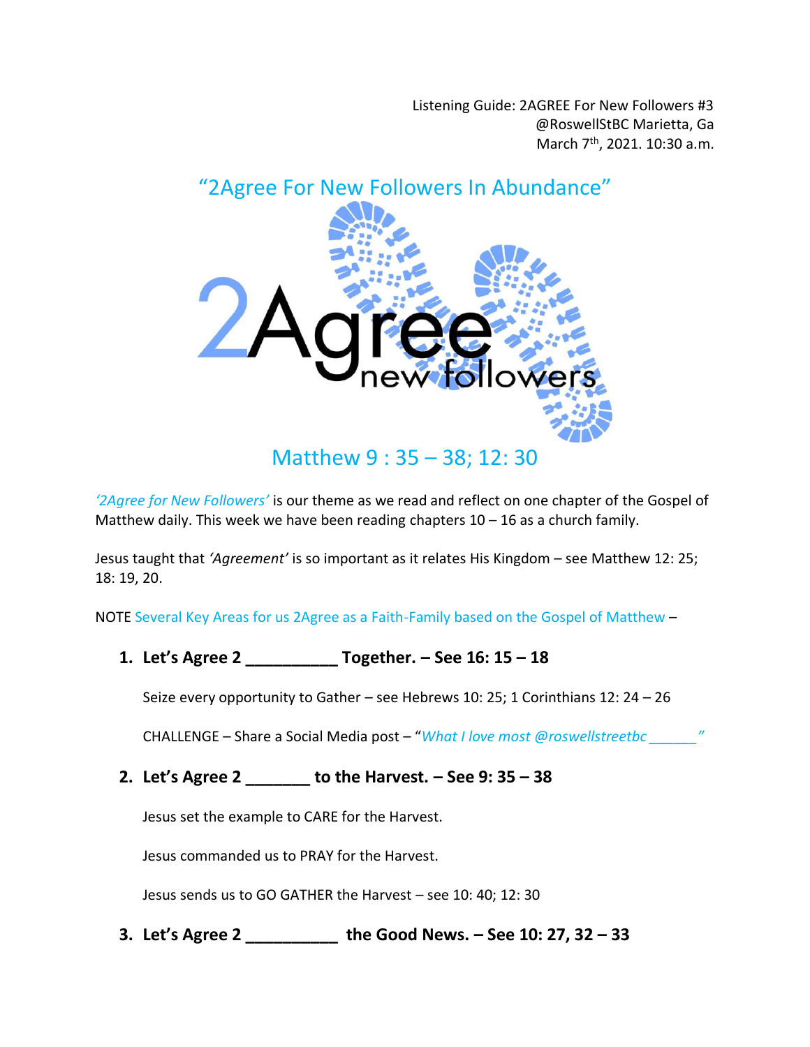Listening Guide: 2AGREE For New Followers #3
@RoswellStBC Marietta, Ga
March 7th, 2021. 10:30 a.m.

# "2Agree For New Followers In Abundance"

2Agree new followers

## Matthew 9 : 35 – 38; 12: 30

*'2Agree for New Followers'* is our theme as we read and reflect on one chapter of the Gospel of Matthew daily. This week we have been reading chapters 10 – 16 as a church family.

Jesus taught that *'Agreement'* is so important as it relates His Kingdom – see Matthew 12: 25; 18: 19, 20.

NOTE Several Key Areas for us 2Agree as a Faith-Family based on the Gospel of Matthew –

1. **Let's Agree 2 __________ Together. – See 16: 15 – 18**

   Seize every opportunity to Gather – see Hebrews 10: 25; 1 Corinthians 12: 24 – 26

   CHALLENGE – Share a Social Media post – "*What I love most @roswellstreetbc ______"*

2. **Let's Agree 2 _______ to the Harvest. – See 9: 35 – 38**

   Jesus set the example to CARE for the Harvest.

   Jesus commanded us to PRAY for the Harvest.

   Jesus sends us to GO GATHER the Harvest – see 10: 40; 12: 30

3. **Let's Agree 2 __________ the Good News. – See 10: 27, 32 – 33**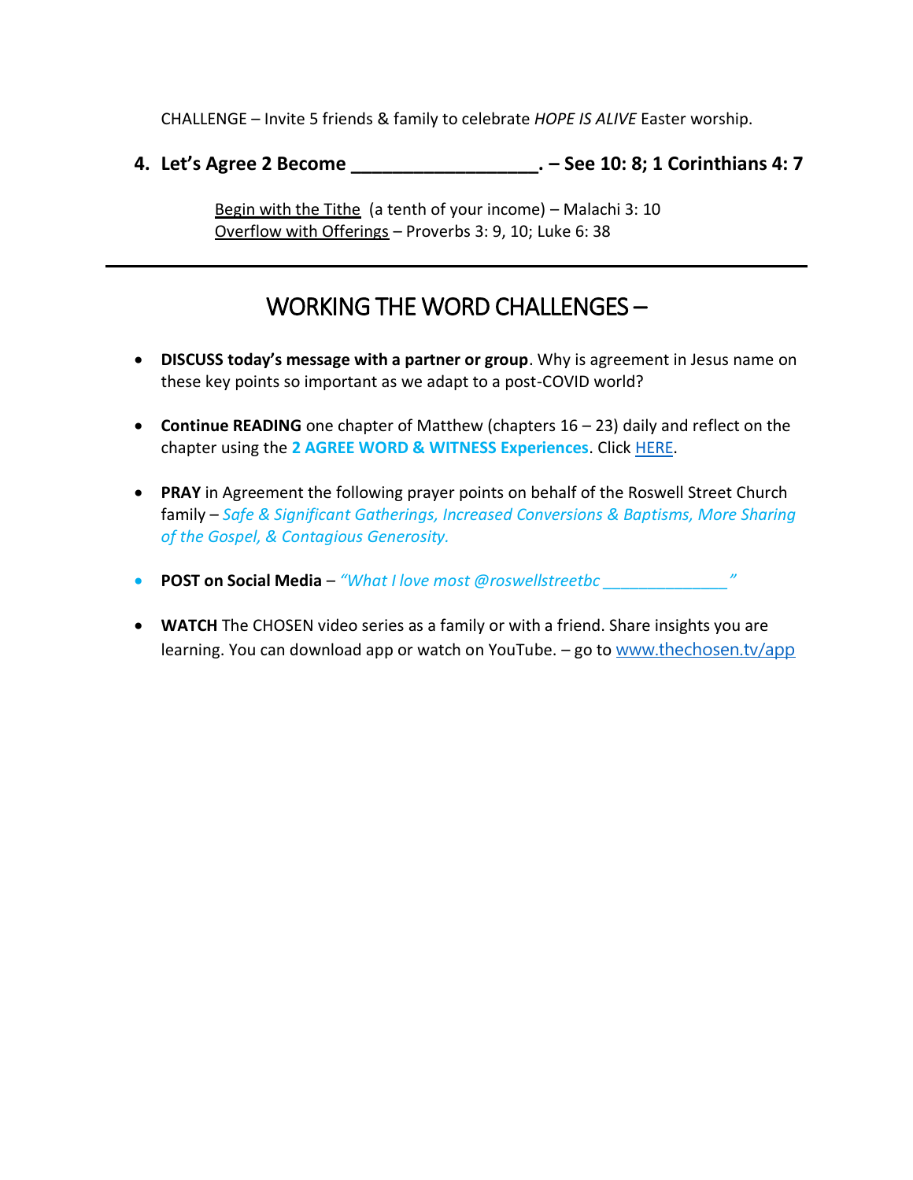CHALLENGE – Invite 5 friends & family to celebrate *HOPE IS ALIVE* Easter worship.

4. **Let's Agree 2 Become __________________. – See 10: 8; 1 Corinthians 4: 7**

   Begin with the Tithe (a tenth of your income) – Malachi 3: 10
   Overflow with Offerings – Proverbs 3: 9, 10; Luke 6: 38

---

## WORKING THE WORD CHALLENGES –

- **DISCUSS today's message with a partner or group**. Why is agreement in Jesus name on these key points so important as we adapt to a post-COVID world?

- **Continue READING** one chapter of Matthew (chapters 16 – 23) daily and reflect on the chapter using the **2 AGREE WORD & WITNESS Experiences**. Click HERE.

- **PRAY** in Agreement the following prayer points on behalf of the Roswell Street Church family – *Safe & Significant Gatherings, Increased Conversions & Baptisms, More Sharing of the Gospel, & Contagious Generosity.*

- **POST on Social Media** – *"What I love most @roswellstreetbc ______________"*

- **WATCH** The CHOSEN video series as a family or with a friend. Share insights you are learning. You can download app or watch on YouTube. – go to www.thechosen.tv/app